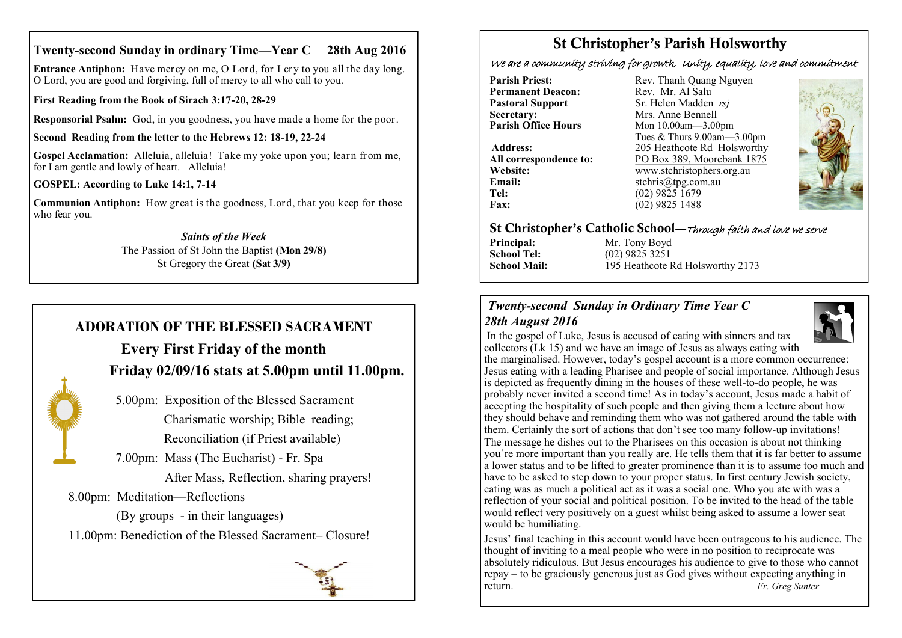## Twenty-second Sunday in ordinary Time—Year C 28th Aug 2016

**Entrance Antiphon:** Have mercy on me, O Lord, for I cry to you all the day long. O Lord, you are good and forgiving, full of mercy to all who call to you.

**First Reading from the Book of Sirach 3:17-20, 28-29**

**Responsorial Psalm:** God, in you goodness, you have made a home for the poor.

**Second Reading from the letter to the Hebrews 12: 18-19, 22-24**

**Gospel Acclamation:** Alleluia, alleluia! Take my yoke upon you; learn from me, for I am gentle and lowly of heart. Alleluia!

**GOSPEL: According to Luke 14:1, 7-14**

**Communion Antiphon:** How great is the goodness, Lord, that you keep for those who fear you.

*Saints of the Week*

The Passion of St John the Baptist **(Mon 29/8)**

St Gregory the Great **(Sat 3/9)**

## ADORATION OF THE BLESSED SACRAMENT

### Every First Friday of the month

### Friday 02/09/16 stats at 5.00pm until 11.00pm.

5.00pm: Exposition of the Blessed Sacrament
Charismatic worship; Bible reading;
Reconciliation (if Priest available)

7.00pm: Mass (The Eucharist) - Fr. Spa
After Mass, Reflection, sharing prayers!

8.00pm: Meditation—Reflections
(By groups - in their languages)

11.00pm: Benediction of the Blessed Sacrament– Closure!

# St Christopher's Parish Holsworthy

*We are a community striving for growth, Unity, equality, love and commitment*

**Parish Priest:** Rev. Thanh Quang Nguyen
**Permanent Deacon:** Rev. Mr. Al Salu
**Pastoral Support** Sr. Helen Madden *rsj*
**Secretary:** Mrs. Anne Bennell
**Parish Office Hours** Mon 10.00am—3.00pm
Tues & Thurs 9.00am—3.00pm
**Address:** 205 Heathcote Rd Holsworthy
**All correspondence to:** PO Box 389, Moorebank 1875
**Website:** www.stchristophers.org.au
**Email:** stchris@tpg.com.au
**Tel:** (02) 9825 1679
**Fax:** (02) 9825 1488

## St Christopher's Catholic School—*Through faith and love we serve*

**Principal:** Mr. Tony Boyd
**School Tel:** (02) 9825 3251
**School Mail:** 195 Heathcote Rd Holsworthy 2173

### *Twenty-second Sunday in Ordinary Time Year C*
### *28th August 2016*

In the gospel of Luke, Jesus is accused of eating with sinners and tax collectors (Lk 15) and we have an image of Jesus as always eating with the marginalised. However, today's gospel account is a more common occurrence: Jesus eating with a leading Pharisee and people of social importance. Although Jesus is depicted as frequently dining in the houses of these well-to-do people, he was probably never invited a second time! As in today's account, Jesus made a habit of accepting the hospitality of such people and then giving them a lecture about how they should behave and reminding them who was not gathered around the table with them. Certainly the sort of actions that don't see too many follow-up invitations! The message he dishes out to the Pharisees on this occasion is about not thinking you're more important than you really are. He tells them that it is far better to assume a lower status and to be lifted to greater prominence than it is to assume too much and have to be asked to step down to your proper status. In first century Jewish society, eating was as much a political act as it was a social one. Who you ate with was a reflection of your social and political position. To be invited to the head of the table would reflect very positively on a guest whilst being asked to assume a lower seat would be humiliating.

Jesus' final teaching in this account would have been outrageous to his audience. The thought of inviting to a meal people who were in no position to reciprocate was absolutely ridiculous. But Jesus encourages his audience to give to those who cannot repay – to be graciously generous just as God gives without expecting anything in return.

*Fr. Greg Sunter*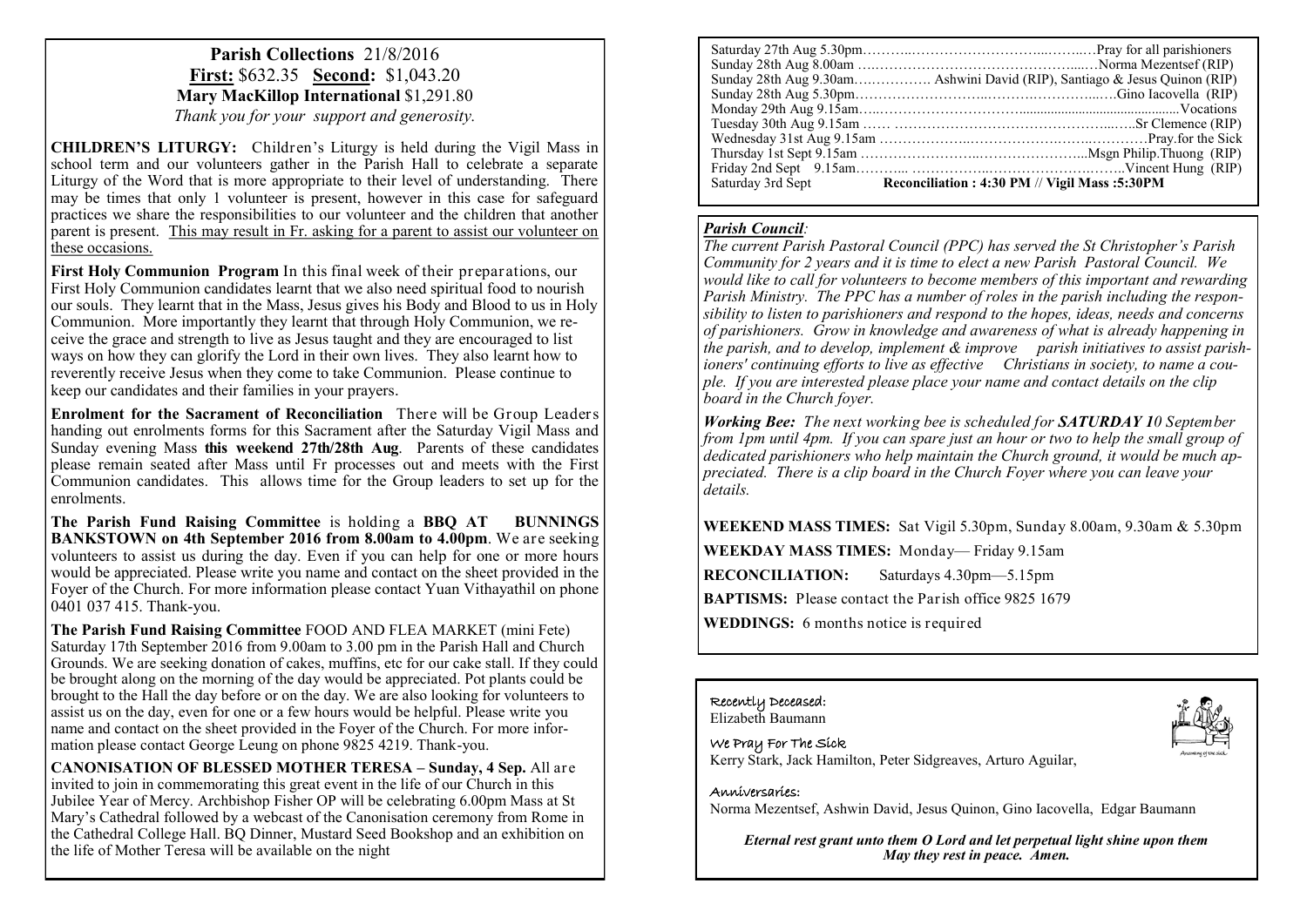**Parish Collections** 21/8/2016
**First:** $632.35 **Second:** $1,043.20
**Mary MacKillop International** $1,291.80
*Thank you for your support and generosity.*

**CHILDREN'S LITURGY:** Children's Liturgy is held during the Vigil Mass in school term and our volunteers gather in the Parish Hall to celebrate a separate Liturgy of the Word that is more appropriate to their level of understanding. There may be times that only 1 volunteer is present, however in this case for safeguard practices we share the responsibilities to our volunteer and the children that another parent is present. This may result in Fr. asking for a parent to assist our volunteer on these occasions.

**First Holy Communion Program** In this final week of their preparations, our First Holy Communion candidates learnt that we also need spiritual food to nourish our souls. They learnt that in the Mass, Jesus gives his Body and Blood to us in Holy Communion. More importantly they learnt that through Holy Communion, we receive the grace and strength to live as Jesus taught and they are encouraged to list ways on how they can glorify the Lord in their own lives. They also learnt how to reverently receive Jesus when they come to take Communion. Please continue to keep our candidates and their families in your prayers.

**Enrolment for the Sacrament of Reconciliation** There will be Group Leaders handing out enrolments forms for this Sacrament after the Saturday Vigil Mass and Sunday evening Mass **this weekend 27th/28th Aug**. Parents of these candidates please remain seated after Mass until Fr processes out and meets with the First Communion candidates. This allows time for the Group leaders to set up for the enrolments.

**The Parish Fund Raising Committee** is holding a **BBQ AT BUNNINGS BANKSTOWN on 4th September 2016 from 8.00am to 4.00pm**. We are seeking volunteers to assist us during the day. Even if you can help for one or more hours would be appreciated. Please write you name and contact on the sheet provided in the Foyer of the Church. For more information please contact Yuan Vithayathil on phone 0401 037 415. Thank-you.

**The Parish Fund Raising Committee** FOOD AND FLEA MARKET (mini Fete) Saturday 17th September 2016 from 9.00am to 3.00 pm in the Parish Hall and Church Grounds. We are seeking donation of cakes, muffins, etc for our cake stall. If they could be brought along on the morning of the day would be appreciated. Pot plants could be brought to the Hall the day before or on the day. We are also looking for volunteers to assist us on the day, even for one or a few hours would be helpful. Please write you name and contact on the sheet provided in the Foyer of the Church. For more information please contact George Leung on phone 9825 4219. Thank-you.

**CANONISATION OF BLESSED MOTHER TERESA – Sunday, 4 Sep.** All are invited to join in commemorating this great event in the life of our Church in this Jubilee Year of Mercy. Archbishop Fisher OP will be celebrating 6.00pm Mass at St Mary's Cathedral followed by a webcast of the Canonisation ceremony from Rome in the Cathedral College Hall. BQ Dinner, Mustard Seed Bookshop and an exhibition on the life of Mother Teresa will be available on the night

Saturday 27th Aug 5.30pm……………………………………Pray for all parishioners
Sunday 28th Aug 8.00am ……………………………………Norma Mezentsef (RIP)
Sunday 28th Aug 9.30am……………. Ashwini David (RIP), Santiago & Jesus Quinon (RIP)
Sunday 28th Aug 5.30pm……………………………………Gino Iacovella (RIP)
Monday 29th Aug 9.15am……………………………………Vocations
Tuesday 30th Aug 9.15am ……………………………………Sr Clemence (RIP)
Wednesday 31st Aug 9.15am ……………………………………Pray.for the Sick
Thursday 1st Sept 9.15am ……………………………………Msgn Philip.Thuong (RIP)
Friday 2nd Sept 9.15am……………………………………Vincent Hung (RIP)
Saturday 3rd Sept **Reconciliation : 4:30 PM // Vigil Mass :5:30PM**

***Parish Council:***
*The current Parish Pastoral Council (PPC) has served the St Christopher's Parish Community for 2 years and it is time to elect a new Parish Pastoral Council. We would like to call for volunteers to become members of this important and rewarding Parish Ministry. The PPC has a number of roles in the parish including the responsibility to listen to parishioners and respond to the hopes, ideas, needs and concerns of parishioners. Grow in knowledge and awareness of what is already happening in the parish, and to develop, implement & improve parish initiatives to assist parishioners' continuing efforts to live as effective Christians in society, to name a couple. If you are interested please place your name and contact details on the clip board in the Church foyer.*

***Working Bee:*** *The next working bee is scheduled for **SATURDAY 10 September** from 1pm until 4pm. If you can spare just an hour or two to help the small group of dedicated parishioners who help maintain the Church ground, it would be much appreciated. There is a clip board in the Church Foyer where you can leave your details.*

**WEEKEND MASS TIMES:** Sat Vigil 5.30pm, Sunday 8.00am, 9.30am & 5.30pm

**WEEKDAY MASS TIMES:** Monday— Friday 9.15am

**RECONCILIATION:** Saturdays 4.30pm—5.15pm

**BAPTISMS:** Please contact the Parish office 9825 1679

**WEDDINGS:** 6 months notice is required

Recently Deceased:
Elizabeth Baumann

We Pray For The Sick
Kerry Stark, Jack Hamilton, Peter Sidgreaves, Arturo Aguilar,

Anniversaries:
Norma Mezentsef, Ashwin David, Jesus Quinon, Gino Iacovella, Edgar Baumann

***Eternal rest grant unto them O Lord and let perpetual light shine upon them May they rest in peace. Amen.***